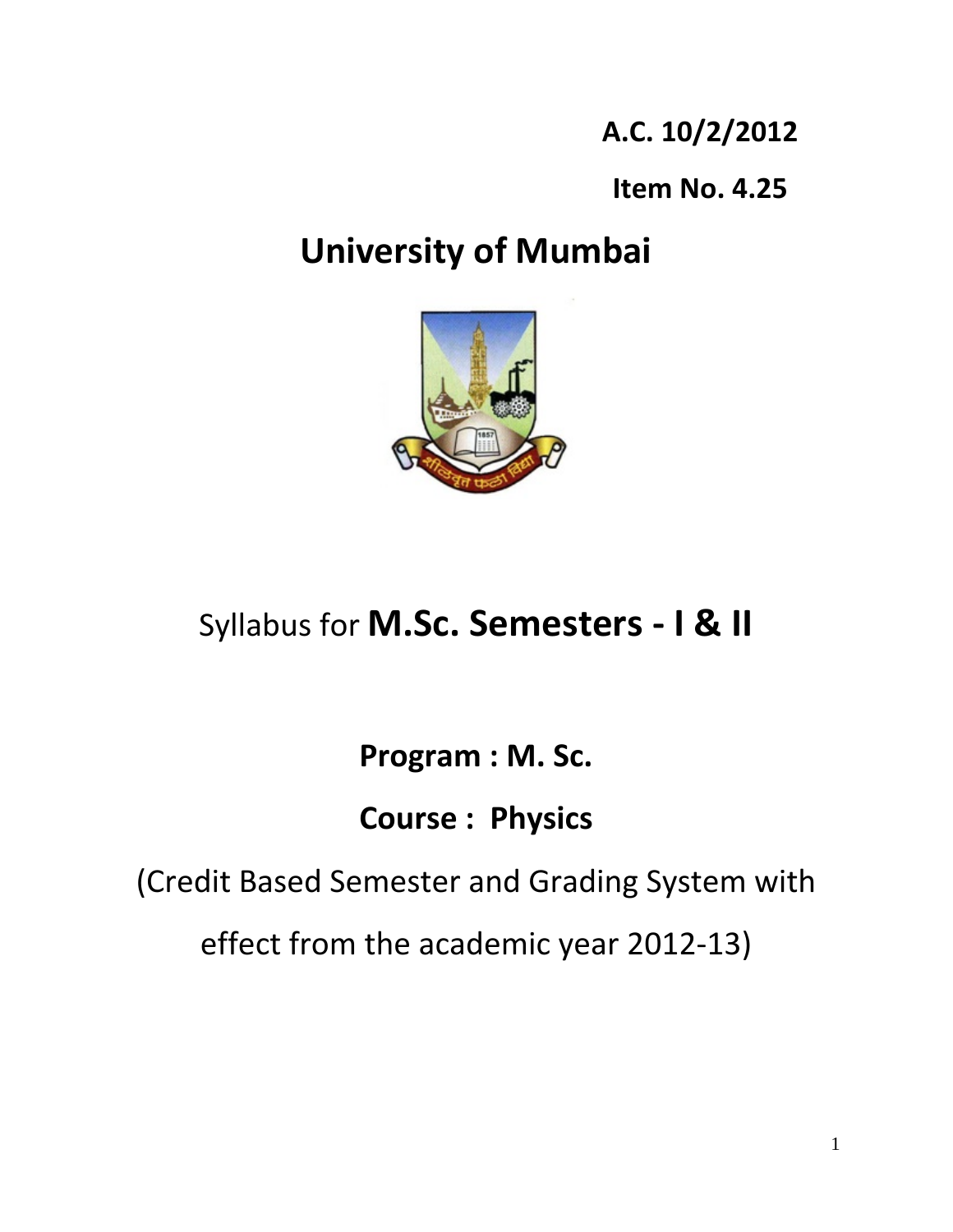**A.C. 10/2/2012**

**Item No. 4.25**

# University of Mumbai

Syllabus for **M.Sc. Semesters - I & II**

**Program : M. Sc.**

**Course : Physics**

(Credit Based Semester and Grading System with effect from the academic year 2012-13)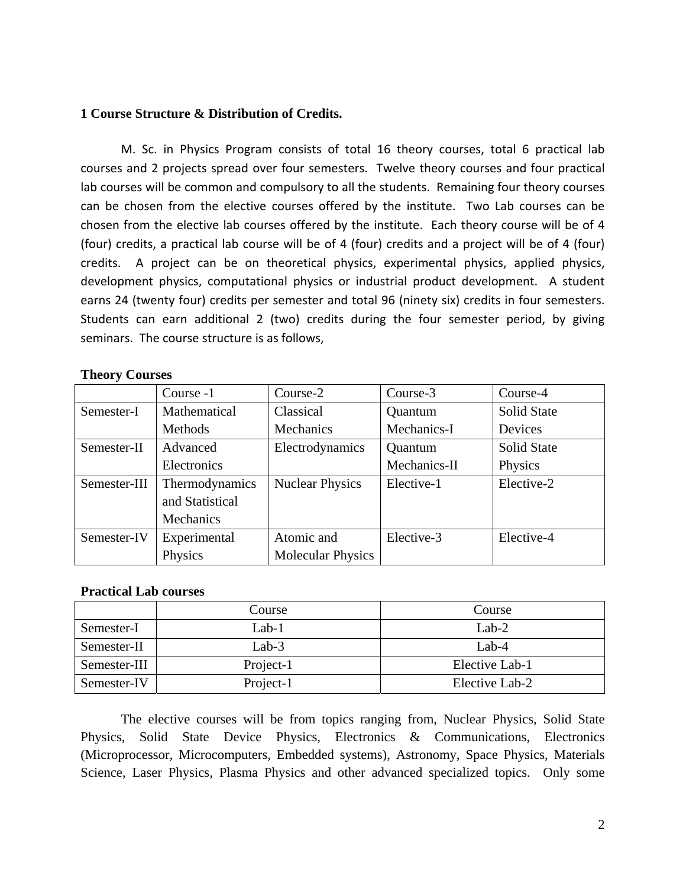## 1 Course Structure & Distribution of Credits.

M. Sc. in Physics Program consists of total 16 theory courses, total 6 practical lab courses and 2 projects spread over four semesters. Twelve theory courses and four practical lab courses will be common and compulsory to all the students. Remaining four theory courses can be chosen from the elective courses offered by the institute. Two Lab courses can be chosen from the elective lab courses offered by the institute. Each theory course will be of 4 (four) credits, a practical lab course will be of 4 (four) credits and a project will be of 4 (four) credits. A project can be on theoretical physics, experimental physics, applied physics, development physics, computational physics or industrial product development. A student earns 24 (twenty four) credits per semester and total 96 (ninety six) credits in four semesters. Students can earn additional 2 (two) credits during the four semester period, by giving seminars. The course structure is as follows,

**Theory Courses**

| | Course -1 | Course-2 | Course-3 | Course-4 |
|---|---|---|---|---|
| Semester-I | Mathematical Methods | Classical Mechanics | Quantum Mechanics-I | Solid State Devices |
| Semester-II | Advanced Electronics | Electrodynamics | Quantum Mechanics-II | Solid State Physics |
| Semester-III | Thermodynamics and Statistical Mechanics | Nuclear Physics | Elective-1 | Elective-2 |
| Semester-IV | Experimental Physics | Atomic and Molecular Physics | Elective-3 | Elective-4 |

**Practical Lab courses**

| | Course | Course |
|---|---|---|
| Semester-I | Lab-1 | Lab-2 |
| Semester-II | Lab-3 | Lab-4 |
| Semester-III | Project-1 | Elective Lab-1 |
| Semester-IV | Project-1 | Elective Lab-2 |

The elective courses will be from topics ranging from, Nuclear Physics, Solid State Physics, Solid State Device Physics, Electronics & Communications, Electronics (Microprocessor, Microcomputers, Embedded systems), Astronomy, Space Physics, Materials Science, Laser Physics, Plasma Physics and other advanced specialized topics. Only some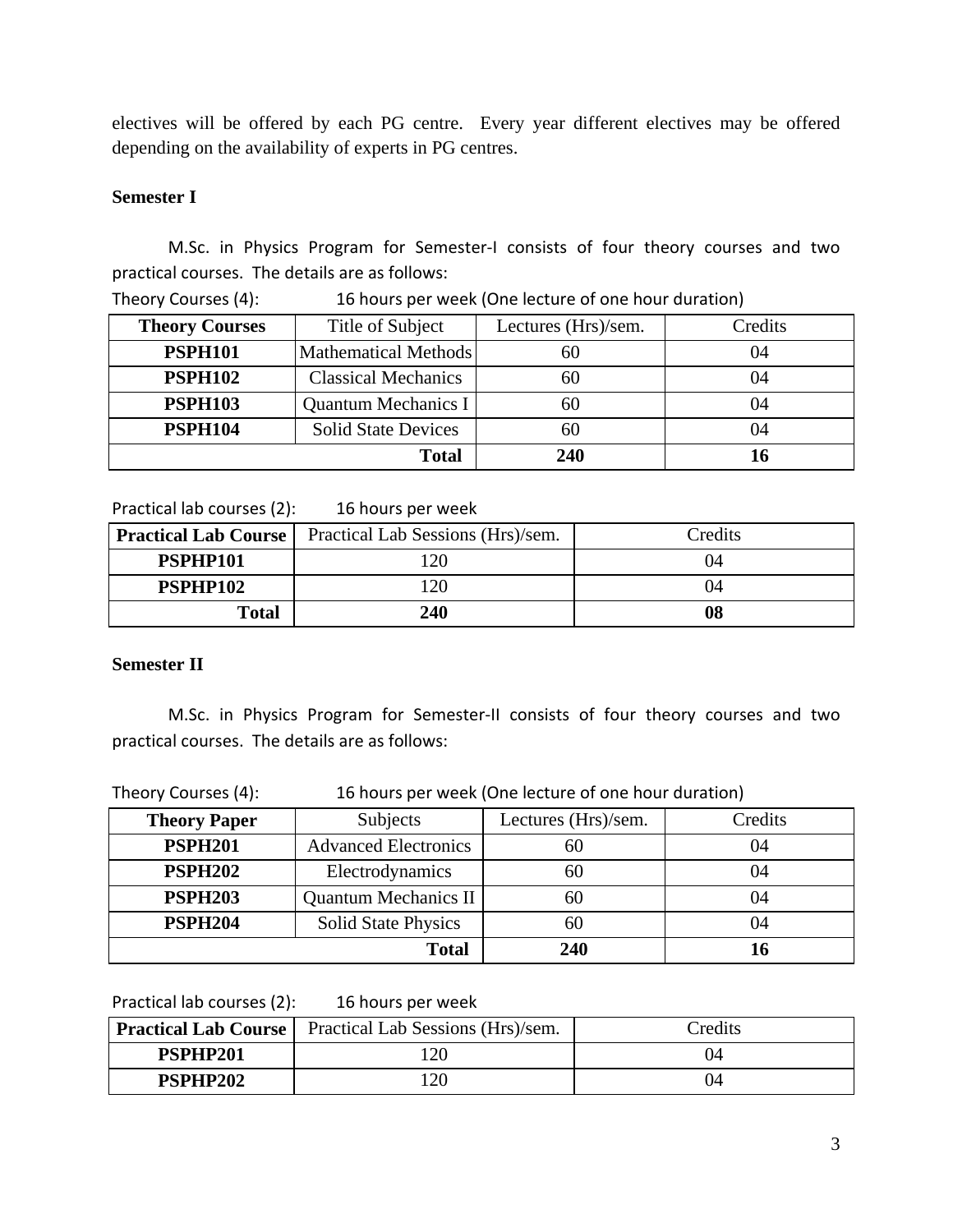electives will be offered by each PG centre. Every year different electives may be offered depending on the availability of experts in PG centres.

**Semester I**

M.Sc. in Physics Program for Semester-I consists of four theory courses and two practical courses. The details are as follows:

Theory Courses (4): 16 hours per week (One lecture of one hour duration)

| Theory Courses | Title of Subject | Lectures (Hrs)/sem. | Credits |
|---|---|---|---|
| **PSPH101** | Mathematical Methods | 60 | 04 |
| **PSPH102** | Classical Mechanics | 60 | 04 |
| **PSPH103** | Quantum Mechanics I | 60 | 04 |
| **PSPH104** | Solid State Devices | 60 | 04 |
| | **Total** | **240** | **16** |

Practical lab courses (2): 16 hours per week

| Practical Lab Course | Practical Lab Sessions (Hrs)/sem. | Credits |
|---|---|---|
| **PSPHP101** | 120 | 04 |
| **PSPHP102** | 120 | 04 |
| **Total** | **240** | **08** |

**Semester II**

M.Sc. in Physics Program for Semester-II consists of four theory courses and two practical courses. The details are as follows:

Theory Courses (4): 16 hours per week (One lecture of one hour duration)

| Theory Paper | Subjects | Lectures (Hrs)/sem. | Credits |
|---|---|---|---|
| **PSPH201** | Advanced Electronics | 60 | 04 |
| **PSPH202** | Electrodynamics | 60 | 04 |
| **PSPH203** | Quantum Mechanics II | 60 | 04 |
| **PSPH204** | Solid State Physics | 60 | 04 |
| | **Total** | **240** | **16** |

Practical lab courses (2): 16 hours per week

| Practical Lab Course | Practical Lab Sessions (Hrs)/sem. | Credits |
|---|---|---|
| **PSPHP201** | 120 | 04 |
| **PSPHP202** | 120 | 04 |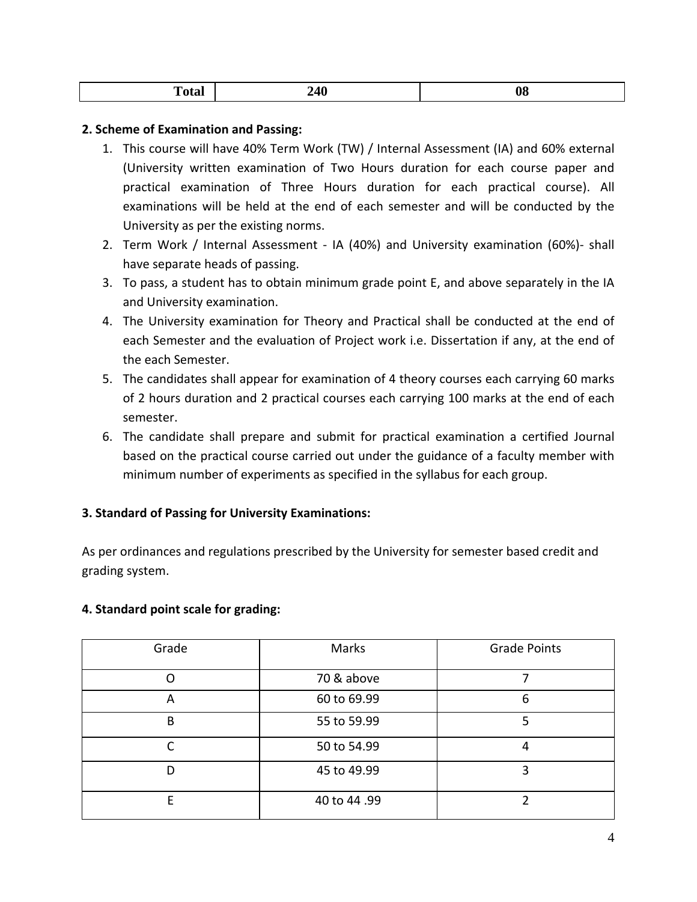| Total | 240 | 08 |
|---|---|---|

**2. Scheme of Examination and Passing:**

1. This course will have 40% Term Work (TW) / Internal Assessment (IA) and 60% external (University written examination of Two Hours duration for each course paper and practical examination of Three Hours duration for each practical course). All examinations will be held at the end of each semester and will be conducted by the University as per the existing norms.
2. Term Work / Internal Assessment - IA (40%) and University examination (60%)- shall have separate heads of passing.
3. To pass, a student has to obtain minimum grade point E, and above separately in the IA and University examination.
4. The University examination for Theory and Practical shall be conducted at the end of each Semester and the evaluation of Project work i.e. Dissertation if any, at the end of the each Semester.
5. The candidates shall appear for examination of 4 theory courses each carrying 60 marks of 2 hours duration and 2 practical courses each carrying 100 marks at the end of each semester.
6. The candidate shall prepare and submit for practical examination a certified Journal based on the practical course carried out under the guidance of a faculty member with minimum number of experiments as specified in the syllabus for each group.

**3. Standard of Passing for University Examinations:**

As per ordinances and regulations prescribed by the University for semester based credit and grading system.

**4. Standard point scale for grading:**

| Grade | Marks | Grade Points |
|---|---|---|
| O | 70 & above | 7 |
| A | 60 to 69.99 | 6 |
| B | 55 to 59.99 | 5 |
| C | 50 to 54.99 | 4 |
| D | 45 to 49.99 | 3 |
| E | 40 to 44 .99 | 2 |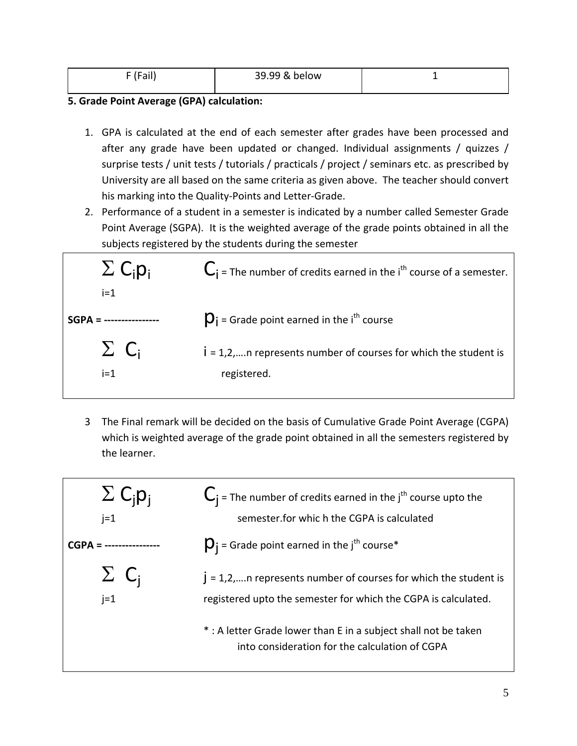| F (Fail) | 39.99 & below | 1 |
|---|---|---|

**5. Grade Point Average (GPA) calculation:**

1. GPA is calculated at the end of each semester after grades have been processed and after any grade have been updated or changed. Individual assignments / quizzes / surprise tests / unit tests / tutorials / practicals / project / seminars etc. as prescribed by University are all based on the same criteria as given above. The teacher should convert his marking into the Quality-Points and Letter-Grade.
2. Performance of a student in a semester is indicated by a number called Semester Grade Point Average (SGPA). It is the weighted average of the grade points obtained in all the subjects registered by the students during the semester

$$\text{SGPA} = \frac{\sum_{i=1} C_i p_i}{\sum_{i=1} C_i}$$

$C_i$ = The number of credits earned in the $i^{th}$ course of a semester.

$p_i$ = Grade point earned in the $i^{th}$ course

$i$ = 1,2,….n represents number of courses for which the student is registered.

3 The Final remark will be decided on the basis of Cumulative Grade Point Average (CGPA) which is weighted average of the grade point obtained in all the semesters registered by the learner.

$$\text{CGPA} = \frac{\sum_{j=1} C_j p_j}{\sum_{j=1} C_j}$$

$C_j$ = The number of credits earned in the $j^{th}$ course upto the semester.for whic h the CGPA is calculated

$p_j$ = Grade point earned in the $j^{th}$ course*

$j$ = 1,2,….n represents number of courses for which the student is registered upto the semester for which the CGPA is calculated.

* : A letter Grade lower than E in a subject shall not be taken into consideration for the calculation of CGPA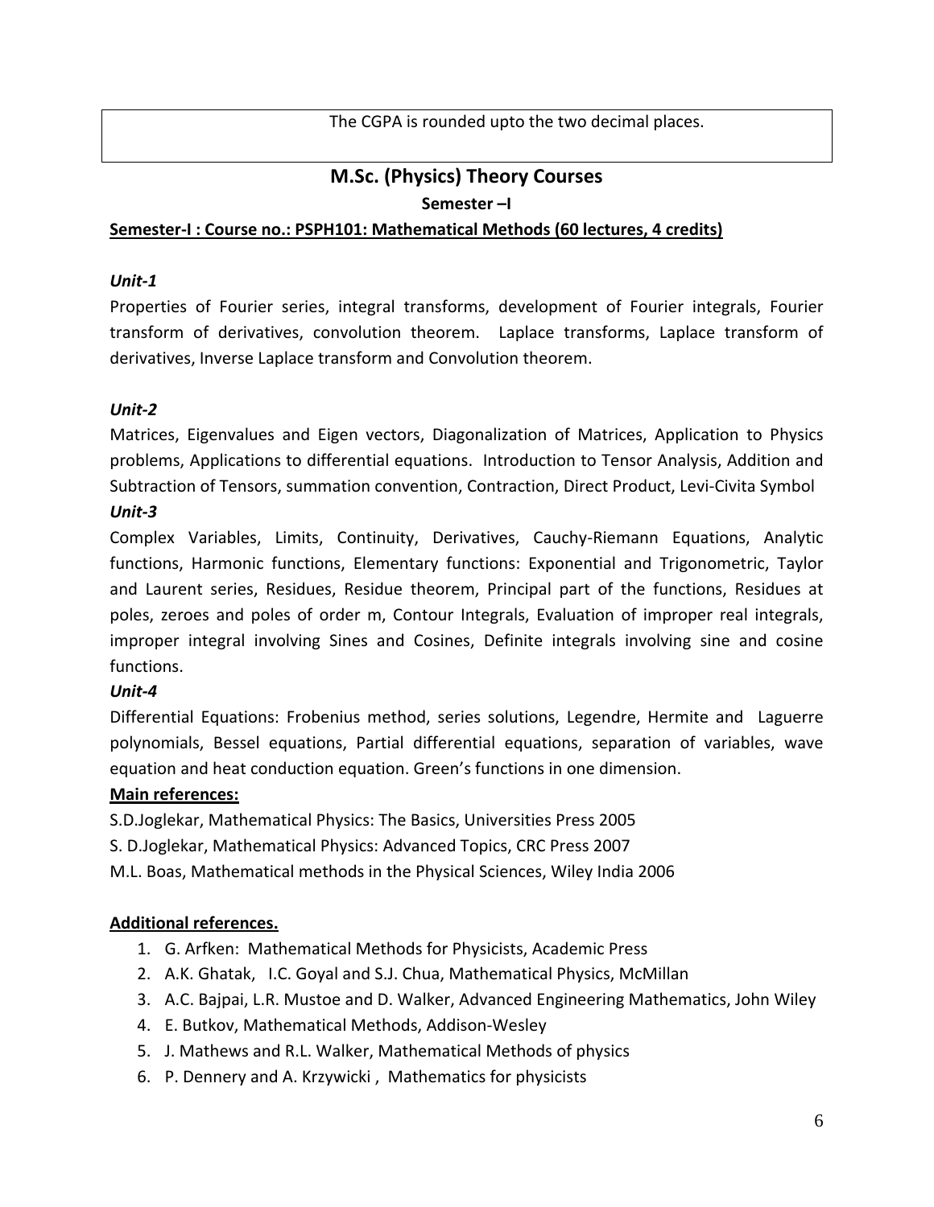The CGPA is rounded upto the two decimal places.

## M.Sc. (Physics) Theory Courses

**Semester –I**

**Semester-I : Course no.: PSPH101: Mathematical Methods (60 lectures, 4 credits)**

***Unit-1***

Properties of Fourier series, integral transforms, development of Fourier integrals, Fourier transform of derivatives, convolution theorem. Laplace transforms, Laplace transform of derivatives, Inverse Laplace transform and Convolution theorem.

***Unit-2***

Matrices, Eigenvalues and Eigen vectors, Diagonalization of Matrices, Application to Physics problems, Applications to differential equations. Introduction to Tensor Analysis, Addition and Subtraction of Tensors, summation convention, Contraction, Direct Product, Levi-Civita Symbol

***Unit-3***

Complex Variables, Limits, Continuity, Derivatives, Cauchy-Riemann Equations, Analytic functions, Harmonic functions, Elementary functions: Exponential and Trigonometric, Taylor and Laurent series, Residues, Residue theorem, Principal part of the functions, Residues at poles, zeroes and poles of order m, Contour Integrals, Evaluation of improper real integrals, improper integral involving Sines and Cosines, Definite integrals involving sine and cosine functions.

***Unit-4***

Differential Equations: Frobenius method, series solutions, Legendre, Hermite and Laguerre polynomials, Bessel equations, Partial differential equations, separation of variables, wave equation and heat conduction equation. Green's functions in one dimension.

**Main references:**

S.D.Joglekar, Mathematical Physics: The Basics, Universities Press 2005

S. D.Joglekar, Mathematical Physics: Advanced Topics, CRC Press 2007

M.L. Boas, Mathematical methods in the Physical Sciences, Wiley India 2006

**Additional references.**

1. G. Arfken: Mathematical Methods for Physicists, Academic Press
2. A.K. Ghatak, I.C. Goyal and S.J. Chua, Mathematical Physics, McMillan
3. A.C. Bajpai, L.R. Mustoe and D. Walker, Advanced Engineering Mathematics, John Wiley
4. E. Butkov, Mathematical Methods, Addison-Wesley
5. J. Mathews and R.L. Walker, Mathematical Methods of physics
6. P. Dennery and A. Krzywicki , Mathematics for physicists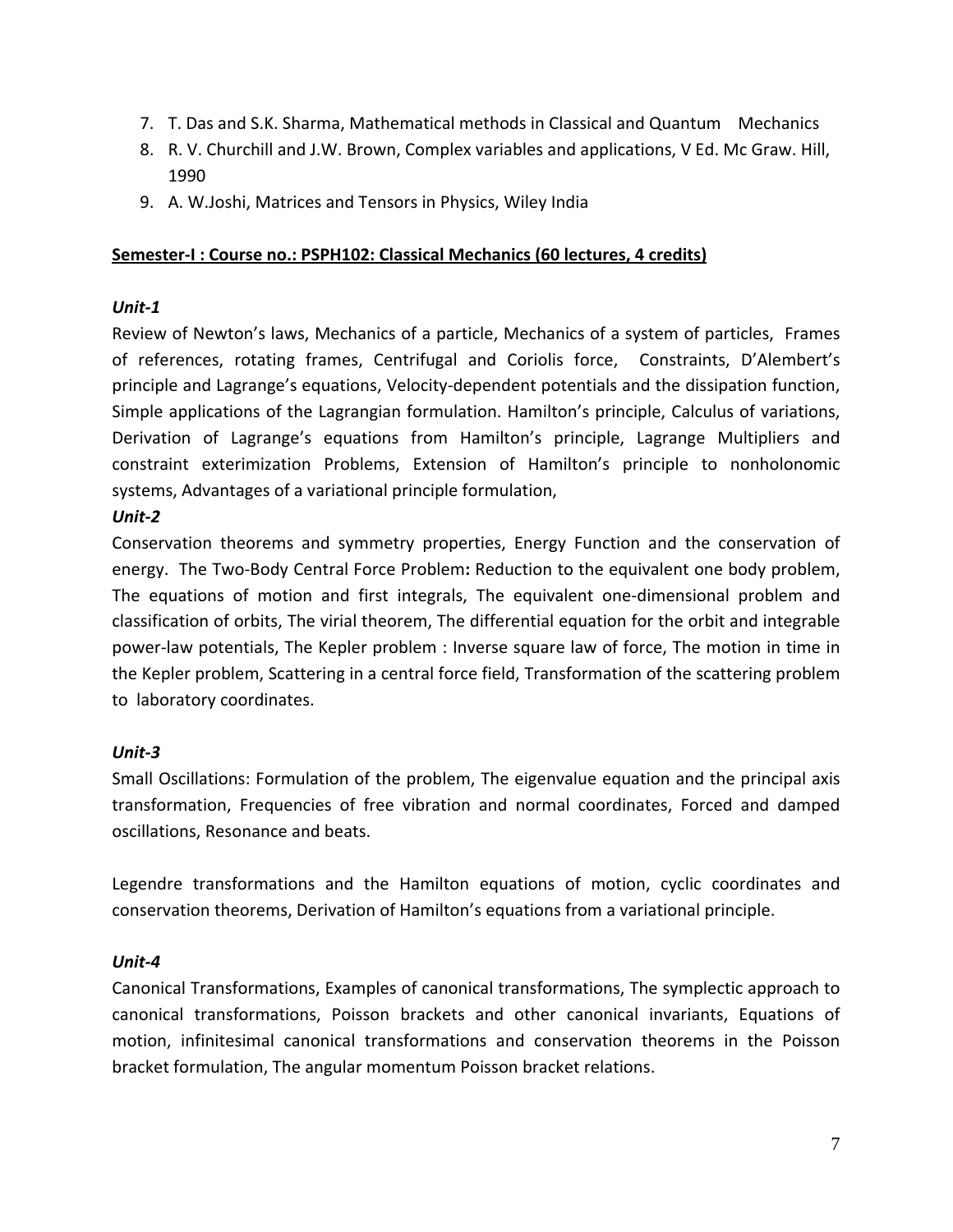7. T. Das and S.K. Sharma, Mathematical methods in Classical and Quantum Mechanics
8. R. V. Churchill and J.W. Brown, Complex variables and applications, V Ed. Mc Graw. Hill, 1990
9. A. W.Joshi, Matrices and Tensors in Physics, Wiley India

## Semester-I : Course no.: PSPH102: Classical Mechanics (60 lectures, 4 credits)

***Unit-1***

Review of Newton's laws, Mechanics of a particle, Mechanics of a system of particles, Frames of references, rotating frames, Centrifugal and Coriolis force, Constraints, D'Alembert's principle and Lagrange's equations, Velocity-dependent potentials and the dissipation function, Simple applications of the Lagrangian formulation. Hamilton's principle, Calculus of variations, Derivation of Lagrange's equations from Hamilton's principle, Lagrange Multipliers and constraint exterimization Problems, Extension of Hamilton's principle to nonholonomic systems, Advantages of a variational principle formulation,

***Unit-2***

Conservation theorems and symmetry properties, Energy Function and the conservation of energy. The Two-Body Central Force Problem**:** Reduction to the equivalent one body problem, The equations of motion and first integrals, The equivalent one-dimensional problem and classification of orbits, The virial theorem, The differential equation for the orbit and integrable power-law potentials, The Kepler problem : Inverse square law of force, The motion in time in the Kepler problem, Scattering in a central force field, Transformation of the scattering problem to laboratory coordinates.

***Unit-3***

Small Oscillations: Formulation of the problem, The eigenvalue equation and the principal axis transformation, Frequencies of free vibration and normal coordinates, Forced and damped oscillations, Resonance and beats.

Legendre transformations and the Hamilton equations of motion, cyclic coordinates and conservation theorems, Derivation of Hamilton's equations from a variational principle.

***Unit-4***

Canonical Transformations, Examples of canonical transformations, The symplectic approach to canonical transformations, Poisson brackets and other canonical invariants, Equations of motion, infinitesimal canonical transformations and conservation theorems in the Poisson bracket formulation, The angular momentum Poisson bracket relations.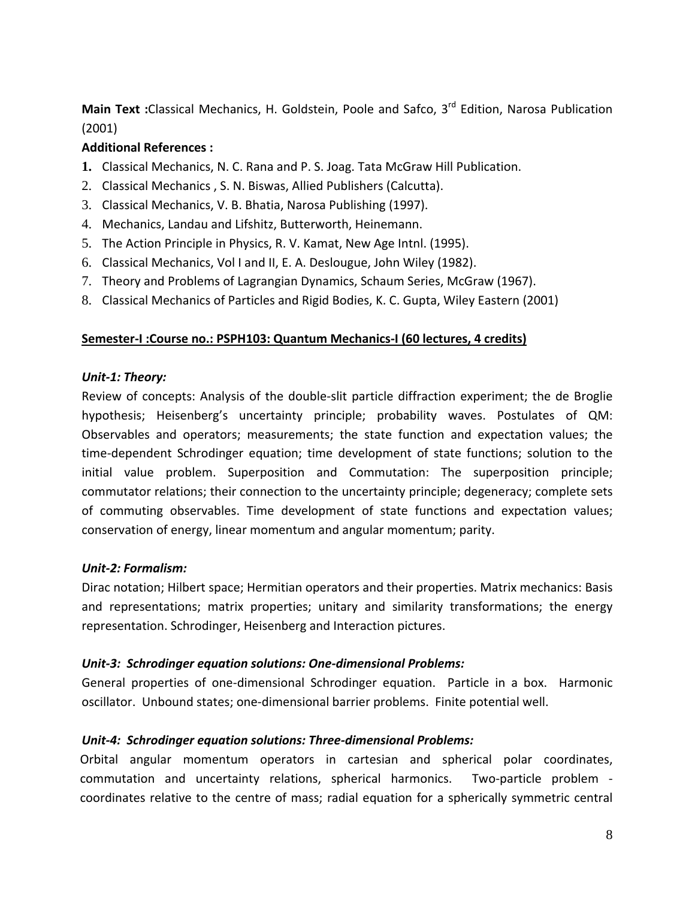**Main Text :**Classical Mechanics, H. Goldstein, Poole and Safco, 3rd Edition, Narosa Publication (2001)

**Additional References :**

1. Classical Mechanics, N. C. Rana and P. S. Joag. Tata McGraw Hill Publication.
2. Classical Mechanics , S. N. Biswas, Allied Publishers (Calcutta).
3. Classical Mechanics, V. B. Bhatia, Narosa Publishing (1997).
4. Mechanics, Landau and Lifshitz, Butterworth, Heinemann.
5. The Action Principle in Physics, R. V. Kamat, New Age Intnl. (1995).
6. Classical Mechanics, Vol I and II, E. A. Deslougue, John Wiley (1982).
7. Theory and Problems of Lagrangian Dynamics, Schaum Series, McGraw (1967).
8. Classical Mechanics of Particles and Rigid Bodies, K. C. Gupta, Wiley Eastern (2001)

**Semester-I :Course no.: PSPH103: Quantum Mechanics-I (60 lectures, 4 credits)**

***Unit-1: Theory:***

Review of concepts: Analysis of the double-slit particle diffraction experiment; the de Broglie hypothesis; Heisenberg's uncertainty principle; probability waves. Postulates of QM: Observables and operators; measurements; the state function and expectation values; the time-dependent Schrodinger equation; time development of state functions; solution to the initial value problem. Superposition and Commutation: The superposition principle; commutator relations; their connection to the uncertainty principle; degeneracy; complete sets of commuting observables. Time development of state functions and expectation values; conservation of energy, linear momentum and angular momentum; parity.

***Unit-2: Formalism:***

Dirac notation; Hilbert space; Hermitian operators and their properties. Matrix mechanics: Basis and representations; matrix properties; unitary and similarity transformations; the energy representation. Schrodinger, Heisenberg and Interaction pictures.

***Unit-3: Schrodinger equation solutions: One-dimensional Problems:***

General properties of one-dimensional Schrodinger equation. Particle in a box. Harmonic oscillator. Unbound states; one-dimensional barrier problems. Finite potential well.

***Unit-4: Schrodinger equation solutions: Three-dimensional Problems:***

Orbital angular momentum operators in cartesian and spherical polar coordinates, commutation and uncertainty relations, spherical harmonics. Two-particle problem - coordinates relative to the centre of mass; radial equation for a spherically symmetric central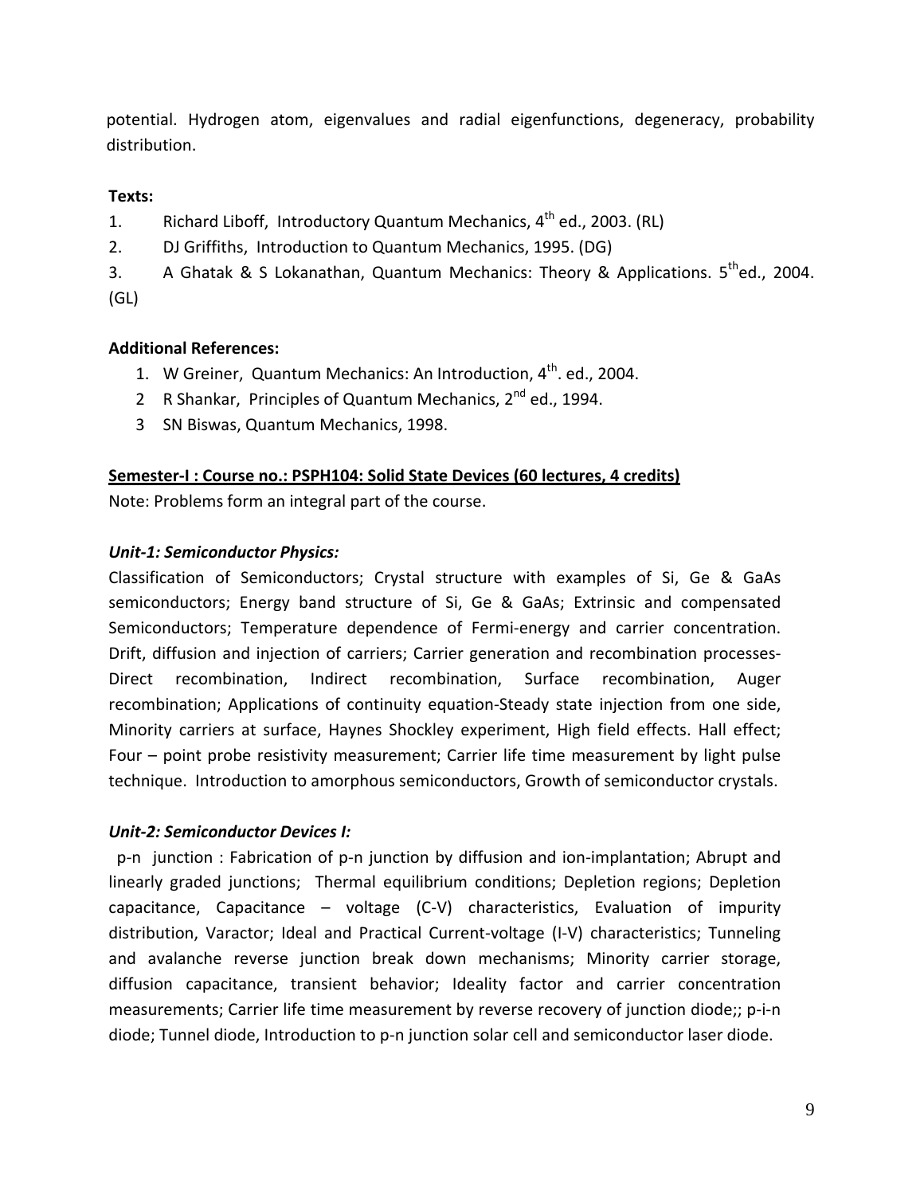potential. Hydrogen atom, eigenvalues and radial eigenfunctions, degeneracy, probability distribution.

**Texts:**

1. Richard Liboff, Introductory Quantum Mechanics, 4th ed., 2003. (RL)
2. DJ Griffiths, Introduction to Quantum Mechanics, 1995. (DG)
3. A Ghatak & S Lokanathan, Quantum Mechanics: Theory & Applications. 5th ed., 2004. (GL)

**Additional References:**

1. W Greiner, Quantum Mechanics: An Introduction, 4th. ed., 2004.
2. R Shankar, Principles of Quantum Mechanics, 2nd ed., 1994.
3. SN Biswas, Quantum Mechanics, 1998.

**Semester-I : Course no.: PSPH104: Solid State Devices (60 lectures, 4 credits)**

Note: Problems form an integral part of the course.

***Unit-1: Semiconductor Physics:***

Classification of Semiconductors; Crystal structure with examples of Si, Ge & GaAs semiconductors; Energy band structure of Si, Ge & GaAs; Extrinsic and compensated Semiconductors; Temperature dependence of Fermi-energy and carrier concentration. Drift, diffusion and injection of carriers; Carrier generation and recombination processes- Direct recombination, Indirect recombination, Surface recombination, Auger recombination; Applications of continuity equation-Steady state injection from one side, Minority carriers at surface, Haynes Shockley experiment, High field effects. Hall effect; Four – point probe resistivity measurement; Carrier life time measurement by light pulse technique. Introduction to amorphous semiconductors, Growth of semiconductor crystals.

***Unit-2: Semiconductor Devices I:***

p-n junction : Fabrication of p-n junction by diffusion and ion-implantation; Abrupt and linearly graded junctions; Thermal equilibrium conditions; Depletion regions; Depletion capacitance, Capacitance – voltage (C-V) characteristics, Evaluation of impurity distribution, Varactor; Ideal and Practical Current-voltage (I-V) characteristics; Tunneling and avalanche reverse junction break down mechanisms; Minority carrier storage, diffusion capacitance, transient behavior; Ideality factor and carrier concentration measurements; Carrier life time measurement by reverse recovery of junction diode;; p-i-n diode; Tunnel diode, Introduction to p-n junction solar cell and semiconductor laser diode.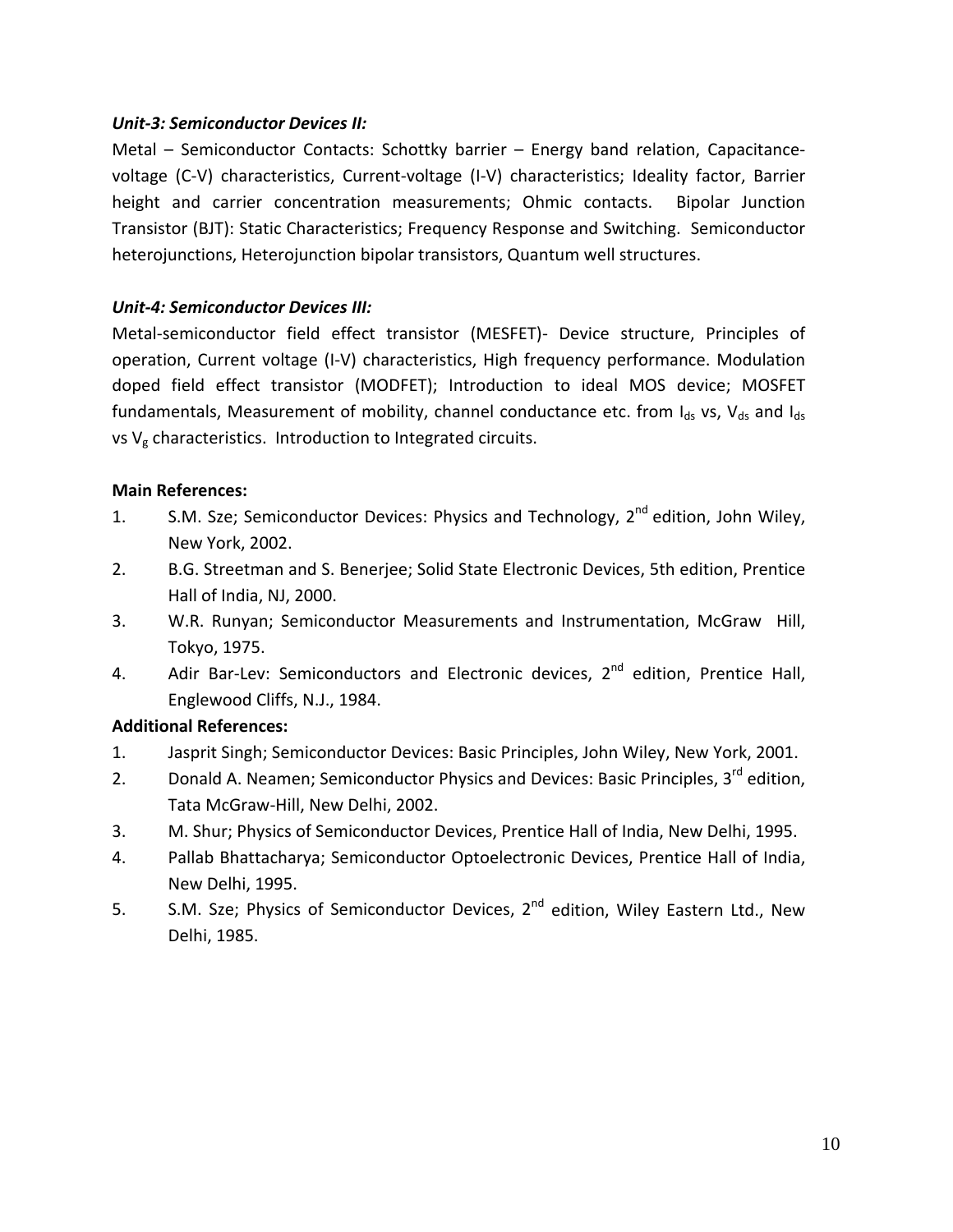***Unit-3: Semiconductor Devices II:***

Metal – Semiconductor Contacts: Schottky barrier – Energy band relation, Capacitance-voltage (C-V) characteristics, Current-voltage (I-V) characteristics; Ideality factor, Barrier height and carrier concentration measurements; Ohmic contacts. Bipolar Junction Transistor (BJT): Static Characteristics; Frequency Response and Switching. Semiconductor heterojunctions, Heterojunction bipolar transistors, Quantum well structures.

***Unit-4: Semiconductor Devices III:***

Metal-semiconductor field effect transistor (MESFET)- Device structure, Principles of operation, Current voltage (I-V) characteristics, High frequency performance. Modulation doped field effect transistor (MODFET); Introduction to ideal MOS device; MOSFET fundamentals, Measurement of mobility, channel conductance etc. from $I_{ds}$ vs, $V_{ds}$ and $I_{ds}$ vs $V_g$ characteristics. Introduction to Integrated circuits.

**Main References:**

1. S.M. Sze; Semiconductor Devices: Physics and Technology, 2nd edition, John Wiley, New York, 2002.
2. B.G. Streetman and S. Benerjee; Solid State Electronic Devices, 5th edition, Prentice Hall of India, NJ, 2000.
3. W.R. Runyan; Semiconductor Measurements and Instrumentation, McGraw Hill, Tokyo, 1975.
4. Adir Bar-Lev: Semiconductors and Electronic devices, 2nd edition, Prentice Hall, Englewood Cliffs, N.J., 1984.

**Additional References:**

1. Jasprit Singh; Semiconductor Devices: Basic Principles, John Wiley, New York, 2001.
2. Donald A. Neamen; Semiconductor Physics and Devices: Basic Principles, 3rd edition, Tata McGraw-Hill, New Delhi, 2002.
3. M. Shur; Physics of Semiconductor Devices, Prentice Hall of India, New Delhi, 1995.
4. Pallab Bhattacharya; Semiconductor Optoelectronic Devices, Prentice Hall of India, New Delhi, 1995.
5. S.M. Sze; Physics of Semiconductor Devices, 2nd edition, Wiley Eastern Ltd., New Delhi, 1985.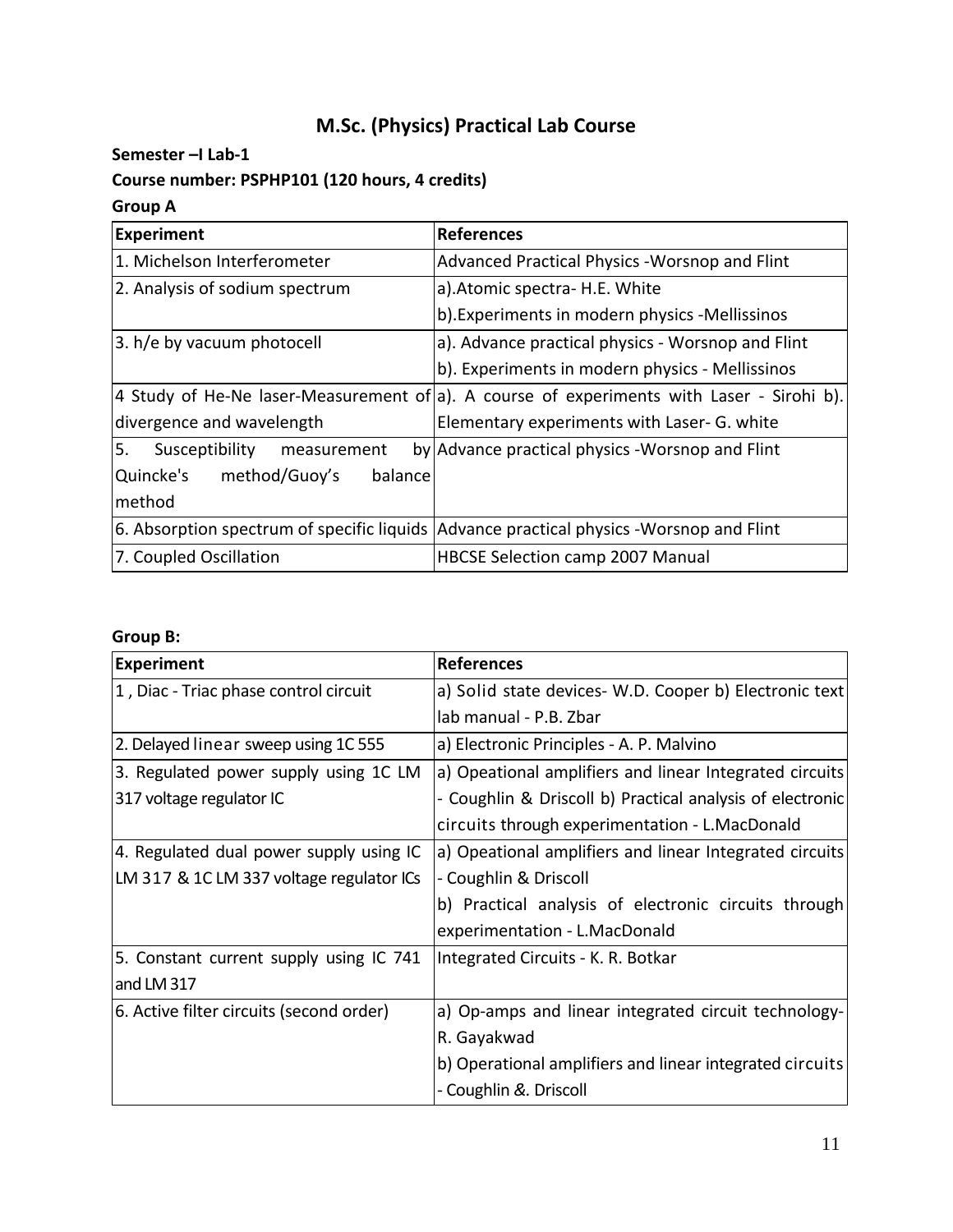# M.Sc. (Physics) Practical Lab Course

**Semester –I Lab-1**

**Course number: PSPHP101 (120 hours, 4 credits)**

**Group A**

| Experiment | References |
|---|---|
| 1. Michelson Interferometer | Advanced Practical Physics -Worsnop and Flint |
| 2. Analysis of sodium spectrum | a).Atomic spectra- H.E. White<br>b).Experiments in modern physics -Mellissinos |
| 3. h/e by vacuum photocell | a). Advance practical physics - Worsnop and Flint<br>b). Experiments in modern physics - Mellissinos |
| 4 Study of He-Ne laser-Measurement of divergence and wavelength | a). A course of experiments with Laser - Sirohi b). Elementary experiments with Laser- G. white |
| 5. Susceptibility measurement by Quincke's method/Guoy's balance method | Advance practical physics -Worsnop and Flint |
| 6. Absorption spectrum of specific liquids | Advance practical physics -Worsnop and Flint |
| 7. Coupled Oscillation | HBCSE Selection camp 2007 Manual |

**Group B:**

| Experiment | References |
|---|---|
| 1 , Diac - Triac phase control circuit | a) Solid state devices- W.D. Cooper b) Electronic text lab manual - P.B. Zbar |
| 2. Delayed linear sweep using 1C 555 | a) Electronic Principles - A. P. Malvino |
| 3. Regulated power supply using 1C LM 317 voltage regulator IC | a) Opeational amplifiers and linear Integrated circuits - Coughlin & Driscoll b) Practical analysis of electronic circuits through experimentation - L.MacDonald |
| 4. Regulated dual power supply using IC LM 317 & 1C LM 337 voltage regulator ICs | a) Opeational amplifiers and linear Integrated circuits - Coughlin & Driscoll<br>b) Practical analysis of electronic circuits through experimentation - L.MacDonald |
| 5. Constant current supply using IC 741 and LM 317 | Integrated Circuits - K. R. Botkar |
| 6. Active filter circuits (second order) | a) Op-amps and linear integrated circuit technology- R. Gayakwad<br>b) Operational amplifiers and linear integrated circuits - Coughlin &. Driscoll |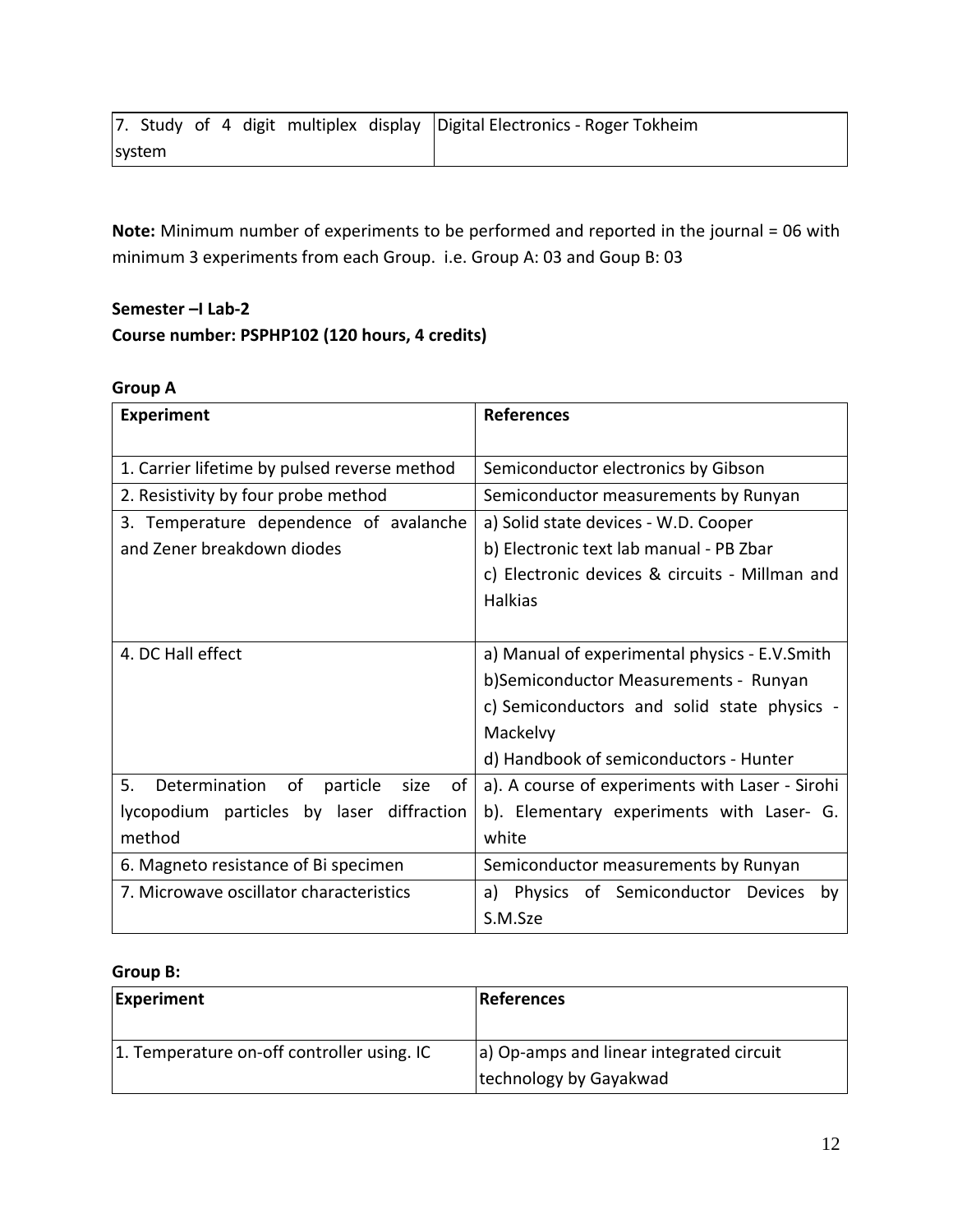| | |
|---|---|
| 7. Study of 4 digit multiplex display system | Digital Electronics - Roger Tokheim |

**Note:** Minimum number of experiments to be performed and reported in the journal = 06 with minimum 3 experiments from each Group. i.e. Group A: 03 and Goup B: 03

**Semester –I Lab-2**

**Course number: PSPHP102 (120 hours, 4 credits)**

**Group A**

| Experiment | References |
|---|---|
| 1. Carrier lifetime by pulsed reverse method | Semiconductor electronics by Gibson |
| 2. Resistivity by four probe method | Semiconductor measurements by Runyan |
| 3. Temperature dependence of avalanche and Zener breakdown diodes | a) Solid state devices - W.D. Cooper<br>b) Electronic text lab manual - PB Zbar<br>c) Electronic devices & circuits - Millman and Halkias |
| 4. DC Hall effect | a) Manual of experimental physics - E.V.Smith<br>b)Semiconductor Measurements - Runyan<br>c) Semiconductors and solid state physics - Mackelvy<br>d) Handbook of semiconductors - Hunter |
| 5. Determination of particle size of lycopodium particles by laser diffraction method | a). A course of experiments with Laser - Sirohi<br>b). Elementary experiments with Laser- G. white |
| 6. Magneto resistance of Bi specimen | Semiconductor measurements by Runyan |
| 7. Microwave oscillator characteristics | a) Physics of Semiconductor Devices by S.M.Sze |

**Group B:**

| Experiment | References |
|---|---|
| 1. Temperature on-off controller using. IC | a) Op-amps and linear integrated circuit technology by Gayakwad |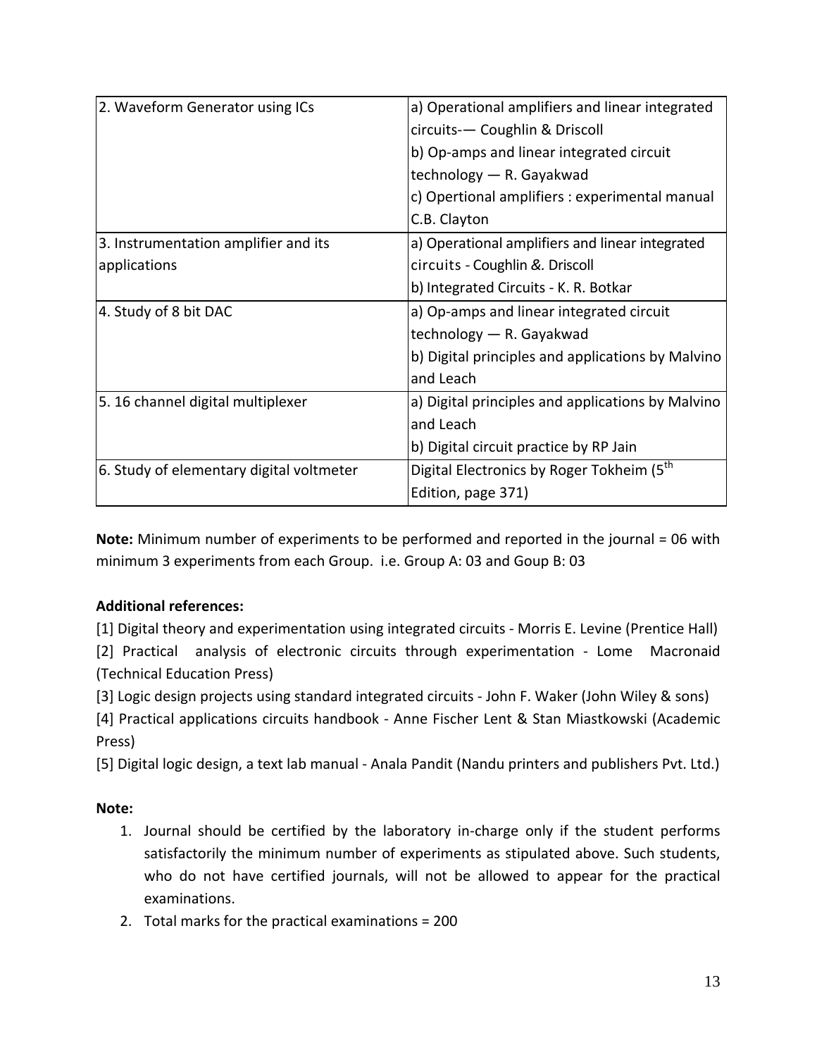| | |
|---|---|
| 2. Waveform Generator using ICs | a) Operational amplifiers and linear integrated circuits-— Coughlin & Driscoll<br>b) Op-amps and linear integrated circuit technology — R. Gayakwad<br>c) Opertional amplifiers : experimental manual C.B. Clayton |
| 3. Instrumentation amplifier and its applications | a) Operational amplifiers and linear integrated circuits - Coughlin &. Driscoll<br>b) Integrated Circuits - K. R. Botkar |
| 4. Study of 8 bit DAC | a) Op-amps and linear integrated circuit technology — R. Gayakwad<br>b) Digital principles and applications by Malvino and Leach |
| 5. 16 channel digital multiplexer | a) Digital principles and applications by Malvino and Leach<br>b) Digital circuit practice by RP Jain |
| 6. Study of elementary digital voltmeter | Digital Electronics by Roger Tokheim (5th Edition, page 371) |

**Note:** Minimum number of experiments to be performed and reported in the journal = 06 with minimum 3 experiments from each Group. i.e. Group A: 03 and Goup B: 03

**Additional references:**

[1] Digital theory and experimentation using integrated circuits - Morris E. Levine (Prentice Hall)

[2] Practical analysis of electronic circuits through experimentation - Lome Macronaid (Technical Education Press)

[3] Logic design projects using standard integrated circuits - John F. Waker (John Wiley & sons)

[4] Practical applications circuits handbook - Anne Fischer Lent & Stan Miastkowski (Academic Press)

[5] Digital logic design, a text lab manual - Anala Pandit (Nandu printers and publishers Pvt. Ltd.)

**Note:**

1. Journal should be certified by the laboratory in-charge only if the student performs satisfactorily the minimum number of experiments as stipulated above. Such students, who do not have certified journals, will not be allowed to appear for the practical examinations.
2. Total marks for the practical examinations = 200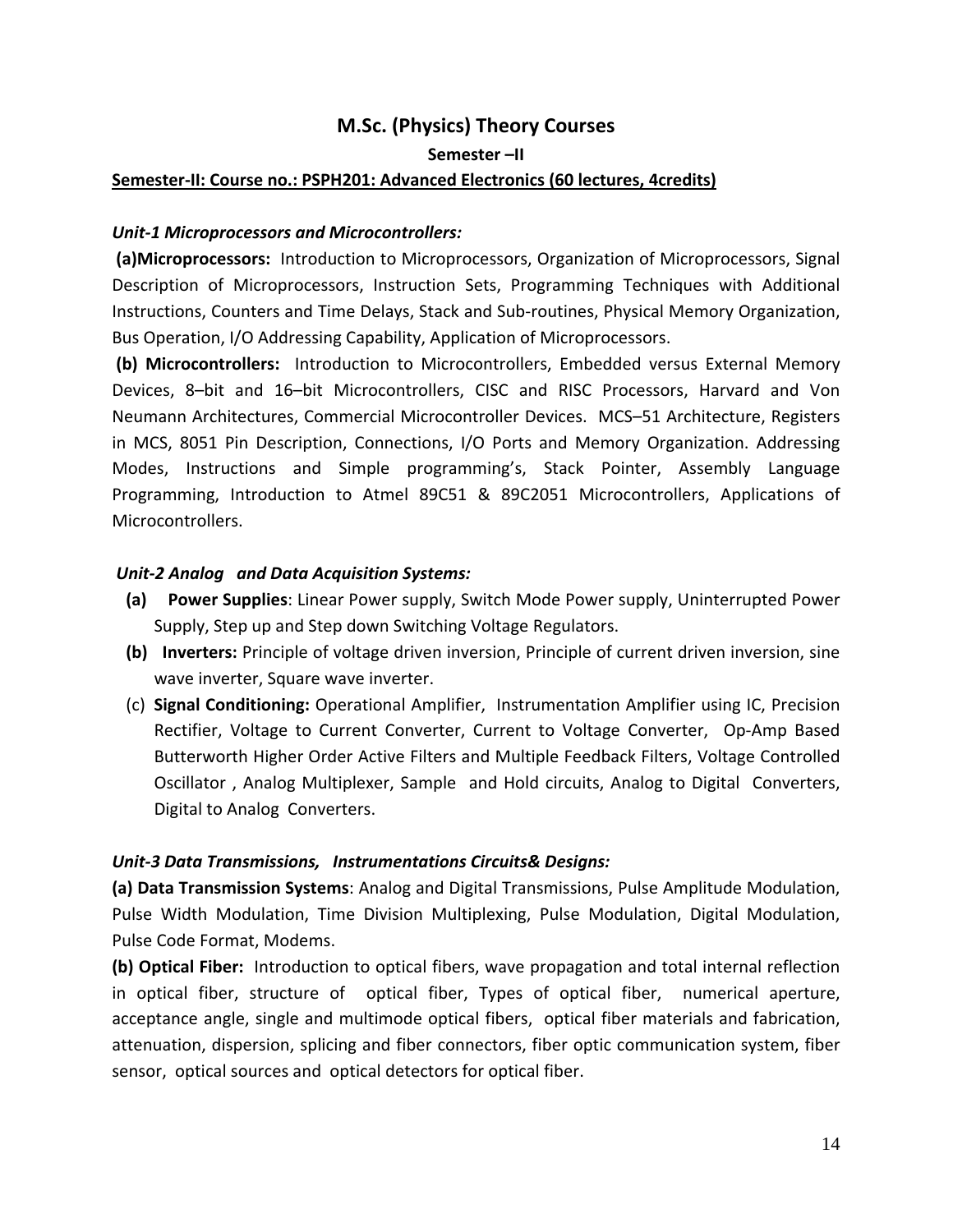# M.Sc. (Physics) Theory Courses

## Semester –II

**Semester-II: Course no.: PSPH201: Advanced Electronics (60 lectures, 4credits)**

***Unit-1 Microprocessors and Microcontrollers:***

**(a)Microprocessors:** Introduction to Microprocessors, Organization of Microprocessors, Signal Description of Microprocessors, Instruction Sets, Programming Techniques with Additional Instructions, Counters and Time Delays, Stack and Sub-routines, Physical Memory Organization, Bus Operation, I/O Addressing Capability, Application of Microprocessors.

**(b) Microcontrollers:** Introduction to Microcontrollers, Embedded versus External Memory Devices, 8–bit and 16–bit Microcontrollers, CISC and RISC Processors, Harvard and Von Neumann Architectures, Commercial Microcontroller Devices. MCS–51 Architecture, Registers in MCS, 8051 Pin Description, Connections, I/O Ports and Memory Organization. Addressing Modes, Instructions and Simple programming's, Stack Pointer, Assembly Language Programming, Introduction to Atmel 89C51 & 89C2051 Microcontrollers, Applications of Microcontrollers.

***Unit-2 Analog and Data Acquisition Systems:***

**(a) Power Supplies**: Linear Power supply, Switch Mode Power supply, Uninterrupted Power Supply, Step up and Step down Switching Voltage Regulators.

**(b) Inverters:** Principle of voltage driven inversion, Principle of current driven inversion, sine wave inverter, Square wave inverter.

(c) **Signal Conditioning:** Operational Amplifier, Instrumentation Amplifier using IC, Precision Rectifier, Voltage to Current Converter, Current to Voltage Converter, Op-Amp Based Butterworth Higher Order Active Filters and Multiple Feedback Filters, Voltage Controlled Oscillator , Analog Multiplexer, Sample and Hold circuits, Analog to Digital Converters, Digital to Analog Converters.

***Unit-3 Data Transmissions, Instrumentations Circuits& Designs:***

**(a) Data Transmission Systems**: Analog and Digital Transmissions, Pulse Amplitude Modulation, Pulse Width Modulation, Time Division Multiplexing, Pulse Modulation, Digital Modulation, Pulse Code Format, Modems.

**(b) Optical Fiber:** Introduction to optical fibers, wave propagation and total internal reflection in optical fiber, structure of optical fiber, Types of optical fiber, numerical aperture, acceptance angle, single and multimode optical fibers, optical fiber materials and fabrication, attenuation, dispersion, splicing and fiber connectors, fiber optic communication system, fiber sensor, optical sources and optical detectors for optical fiber.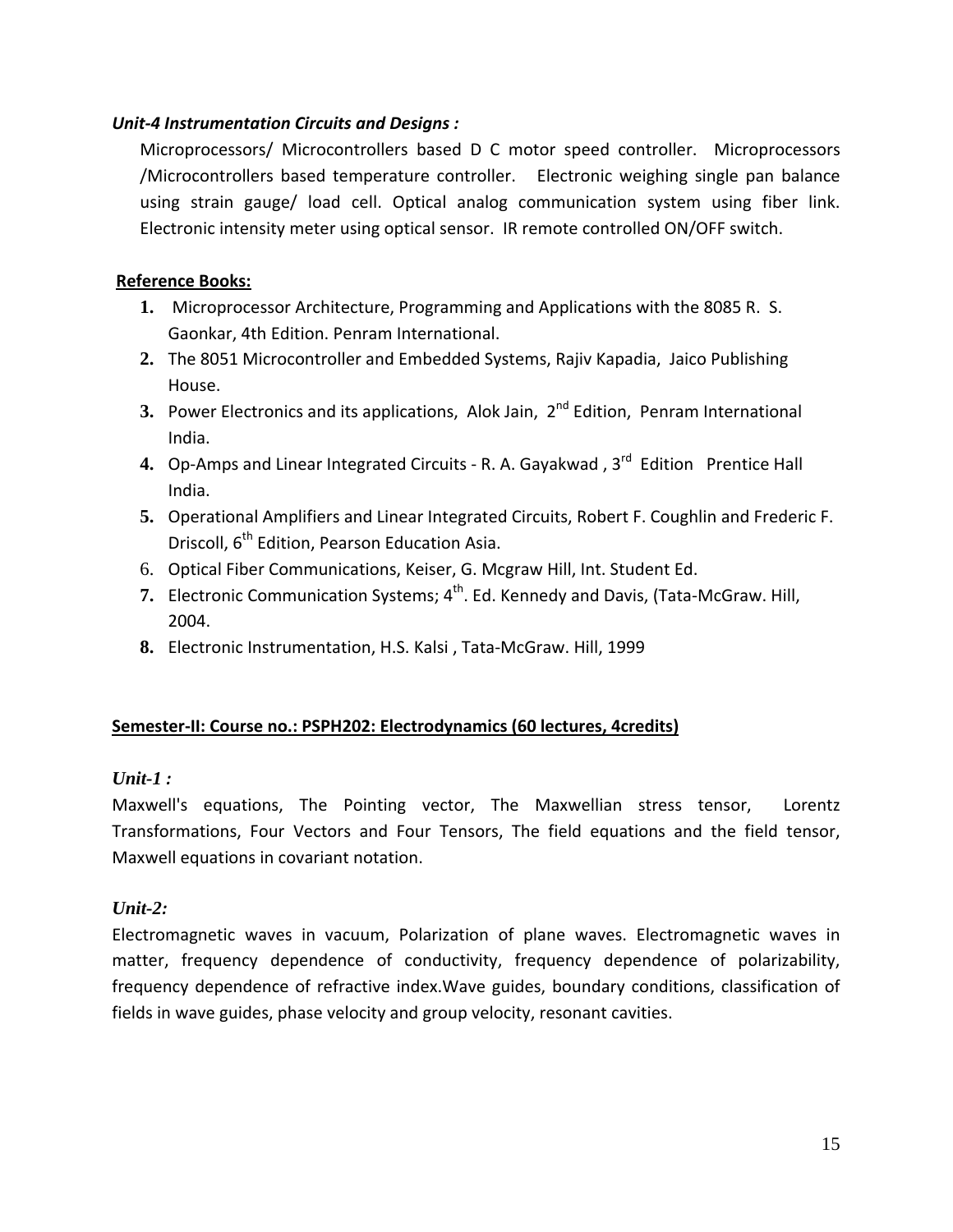***Unit-4 Instrumentation Circuits and Designs :***

Microprocessors/ Microcontrollers based D C motor speed controller. Microprocessors /Microcontrollers based temperature controller. Electronic weighing single pan balance using strain gauge/ load cell. Optical analog communication system using fiber link. Electronic intensity meter using optical sensor. IR remote controlled ON/OFF switch.

**Reference Books:**

1. Microprocessor Architecture, Programming and Applications with the 8085 R. S. Gaonkar, 4th Edition. Penram International.
2. The 8051 Microcontroller and Embedded Systems, Rajiv Kapadia, Jaico Publishing House.
3. Power Electronics and its applications, Alok Jain, 2nd Edition, Penram International India.
4. Op-Amps and Linear Integrated Circuits - R. A. Gayakwad , 3rd Edition Prentice Hall India.
5. Operational Amplifiers and Linear Integrated Circuits, Robert F. Coughlin and Frederic F. Driscoll, 6th Edition, Pearson Education Asia.
6. Optical Fiber Communications, Keiser, G. Mcgraw Hill, Int. Student Ed.
7. Electronic Communication Systems; 4th. Ed. Kennedy and Davis, (Tata-McGraw. Hill, 2004.
8. Electronic Instrumentation, H.S. Kalsi , Tata-McGraw. Hill, 1999

**Semester-II: Course no.: PSPH202: Electrodynamics (60 lectures, 4credits)**

***Unit-1 :***

Maxwell's equations, The Pointing vector, The Maxwellian stress tensor, Lorentz Transformations, Four Vectors and Four Tensors, The field equations and the field tensor, Maxwell equations in covariant notation.

***Unit-2:***

Electromagnetic waves in vacuum, Polarization of plane waves. Electromagnetic waves in matter, frequency dependence of conductivity, frequency dependence of polarizability, frequency dependence of refractive index.Wave guides, boundary conditions, classification of fields in wave guides, phase velocity and group velocity, resonant cavities.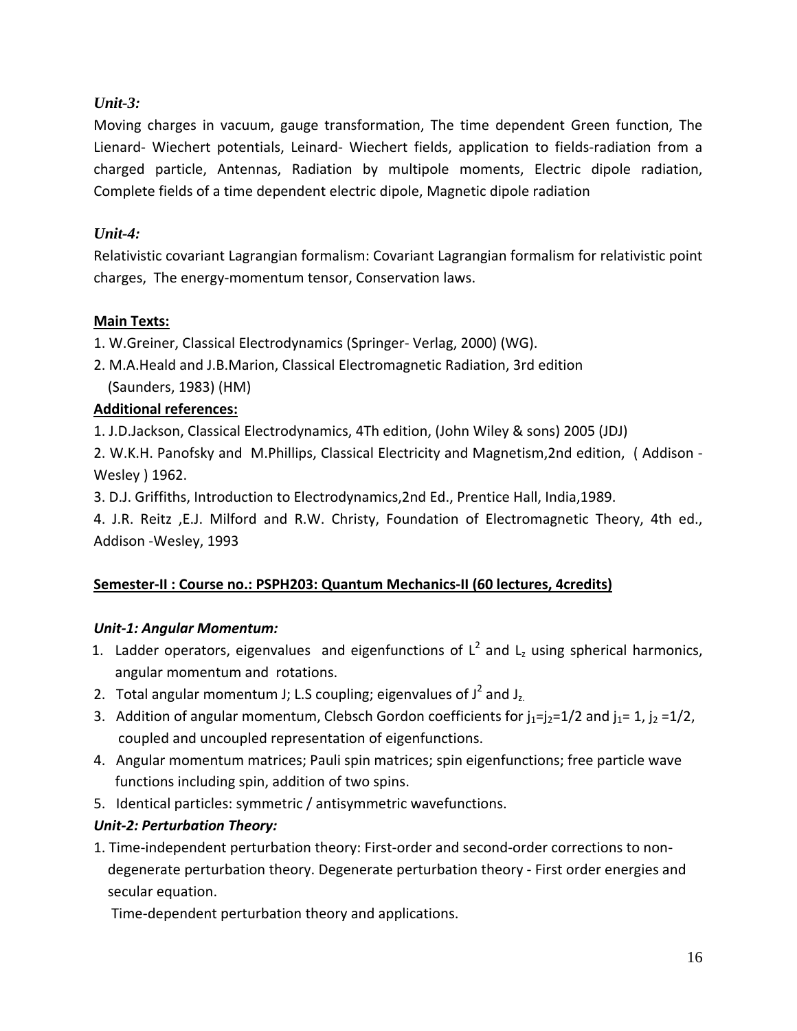### *Unit-3:*

Moving charges in vacuum, gauge transformation, The time dependent Green function, The Lienard- Wiechert potentials, Leinard- Wiechert fields, application to fields-radiation from a charged particle, Antennas, Radiation by multipole moments, Electric dipole radiation, Complete fields of a time dependent electric dipole, Magnetic dipole radiation

### *Unit-4:*

Relativistic covariant Lagrangian formalism: Covariant Lagrangian formalism for relativistic point charges, The energy-momentum tensor, Conservation laws.

**Main Texts:**

1. W.Greiner, Classical Electrodynamics (Springer- Verlag, 2000) (WG).
2. M.A.Heald and J.B.Marion, Classical Electromagnetic Radiation, 3rd edition (Saunders, 1983) (HM)

**Additional references:**

1. J.D.Jackson, Classical Electrodynamics, 4Th edition, (John Wiley & sons) 2005 (JDJ)
2. W.K.H. Panofsky and M.Phillips, Classical Electricity and Magnetism,2nd edition, ( Addison - Wesley ) 1962.
3. D.J. Griffiths, Introduction to Electrodynamics,2nd Ed., Prentice Hall, India,1989.
4. J.R. Reitz ,E.J. Milford and R.W. Christy, Foundation of Electromagnetic Theory, 4th ed., Addison -Wesley, 1993

**Semester-II : Course no.: PSPH203: Quantum Mechanics-II (60 lectures, 4credits)**

### *Unit-1: Angular Momentum:*

1. Ladder operators, eigenvalues and eigenfunctions of $L^2$ and $L_z$ using spherical harmonics, angular momentum and rotations.
2. Total angular momentum J; L.S coupling; eigenvalues of $J^2$ and $J_z$.
3. Addition of angular momentum, Clebsch Gordon coefficients for $j_1=j_2=1/2$ and $j_1= 1$, $j_2 =1/2$, coupled and uncoupled representation of eigenfunctions.
4. Angular momentum matrices; Pauli spin matrices; spin eigenfunctions; free particle wave functions including spin, addition of two spins.
5. Identical particles: symmetric / antisymmetric wavefunctions.

### *Unit-2: Perturbation Theory:*

1. Time-independent perturbation theory: First-order and second-order corrections to non-degenerate perturbation theory. Degenerate perturbation theory - First order energies and secular equation.

   Time-dependent perturbation theory and applications.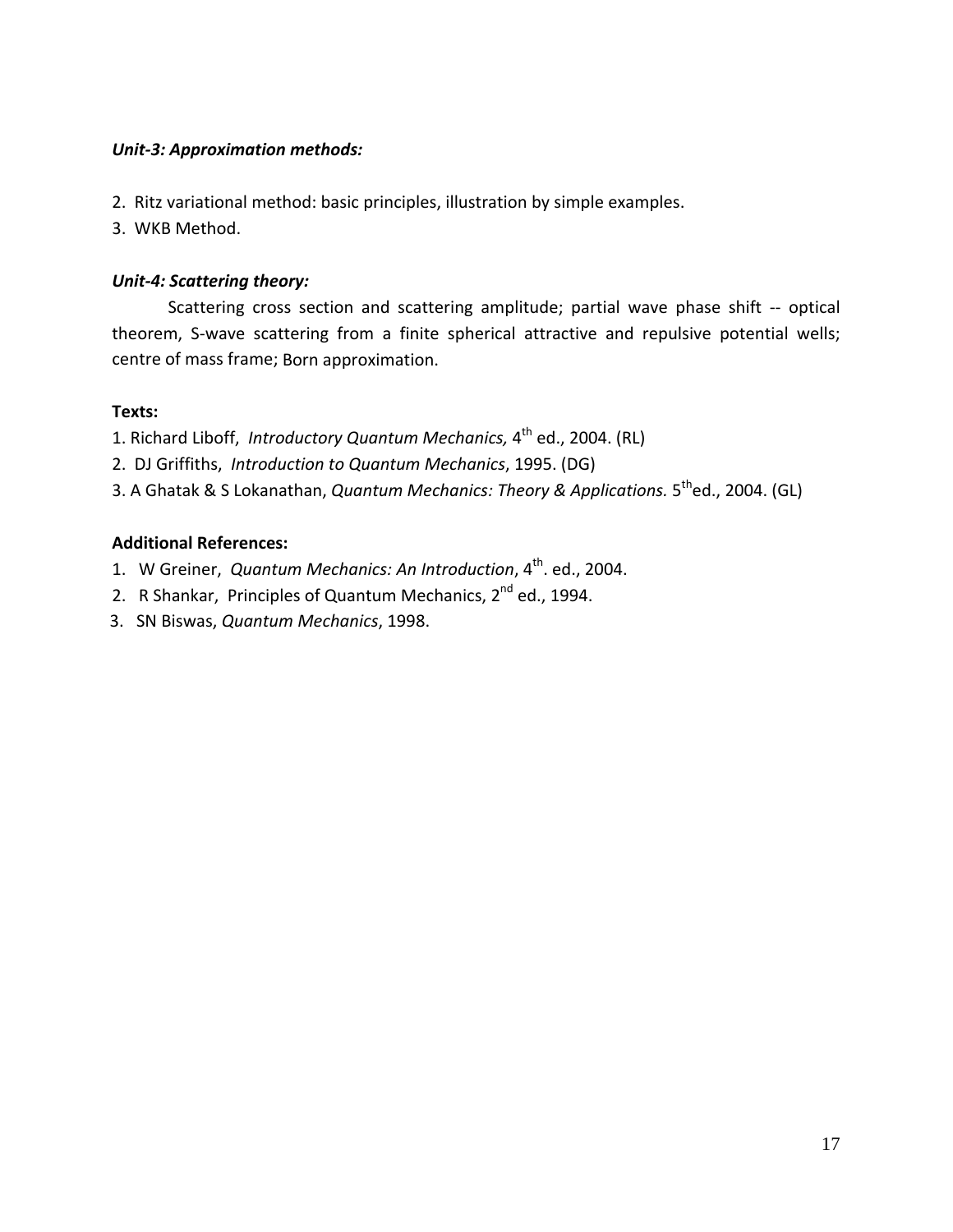***Unit-3: Approximation methods:***

2. Ritz variational method: basic principles, illustration by simple examples.
3. WKB Method.

***Unit-4: Scattering theory:***

Scattering cross section and scattering amplitude; partial wave phase shift -- optical theorem, S-wave scattering from a finite spherical attractive and repulsive potential wells; centre of mass frame; Born approximation.

**Texts:**

1. Richard Liboff, *Introductory Quantum Mechanics,* 4th ed., 2004. (RL)
2. DJ Griffiths, *Introduction to Quantum Mechanics*, 1995. (DG)
3. A Ghatak & S Lokanathan, *Quantum Mechanics: Theory & Applications.* 5th ed., 2004. (GL)

**Additional References:**

1. W Greiner, *Quantum Mechanics: An Introduction*, 4th. ed., 2004.
2. R Shankar, Principles of Quantum Mechanics, 2nd ed., 1994.
3. SN Biswas, *Quantum Mechanics*, 1998.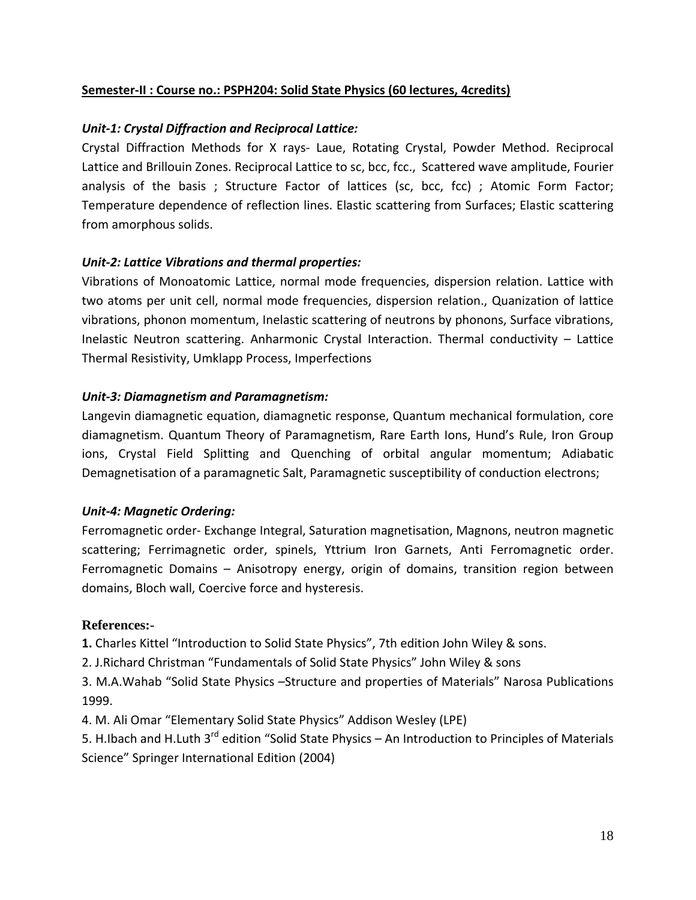**Semester-II : Course no.: PSPH204: Solid State Physics (60 lectures, 4credits)**

***Unit-1: Crystal Diffraction and Reciprocal Lattice:***

Crystal Diffraction Methods for X rays- Laue, Rotating Crystal, Powder Method. Reciprocal Lattice and Brillouin Zones. Reciprocal Lattice to sc, bcc, fcc., Scattered wave amplitude, Fourier analysis of the basis ; Structure Factor of lattices (sc, bcc, fcc) ; Atomic Form Factor; Temperature dependence of reflection lines. Elastic scattering from Surfaces; Elastic scattering from amorphous solids.

***Unit-2: Lattice Vibrations and thermal properties:***

Vibrations of Monoatomic Lattice, normal mode frequencies, dispersion relation. Lattice with two atoms per unit cell, normal mode frequencies, dispersion relation., Quanization of lattice vibrations, phonon momentum, Inelastic scattering of neutrons by phonons, Surface vibrations, Inelastic Neutron scattering. Anharmonic Crystal Interaction. Thermal conductivity – Lattice Thermal Resistivity, Umklapp Process, Imperfections

***Unit-3: Diamagnetism and Paramagnetism:***

Langevin diamagnetic equation, diamagnetic response, Quantum mechanical formulation, core diamagnetism. Quantum Theory of Paramagnetism, Rare Earth Ions, Hund's Rule, Iron Group ions, Crystal Field Splitting and Quenching of orbital angular momentum; Adiabatic Demagnetisation of a paramagnetic Salt, Paramagnetic susceptibility of conduction electrons;

***Unit-4: Magnetic Ordering:***

Ferromagnetic order- Exchange Integral, Saturation magnetisation, Magnons, neutron magnetic scattering; Ferrimagnetic order, spinels, Yttrium Iron Garnets, Anti Ferromagnetic order. Ferromagnetic Domains – Anisotropy energy, origin of domains, transition region between domains, Bloch wall, Coercive force and hysteresis.

**References:-**

**1.** Charles Kittel "Introduction to Solid State Physics", 7th edition John Wiley & sons.

2. J.Richard Christman "Fundamentals of Solid State Physics" John Wiley & sons

3. M.A.Wahab "Solid State Physics –Structure and properties of Materials" Narosa Publications 1999.

4. M. Ali Omar "Elementary Solid State Physics" Addison Wesley (LPE)

5. H.Ibach and H.Luth 3rd edition "Solid State Physics – An Introduction to Principles of Materials Science" Springer International Edition (2004)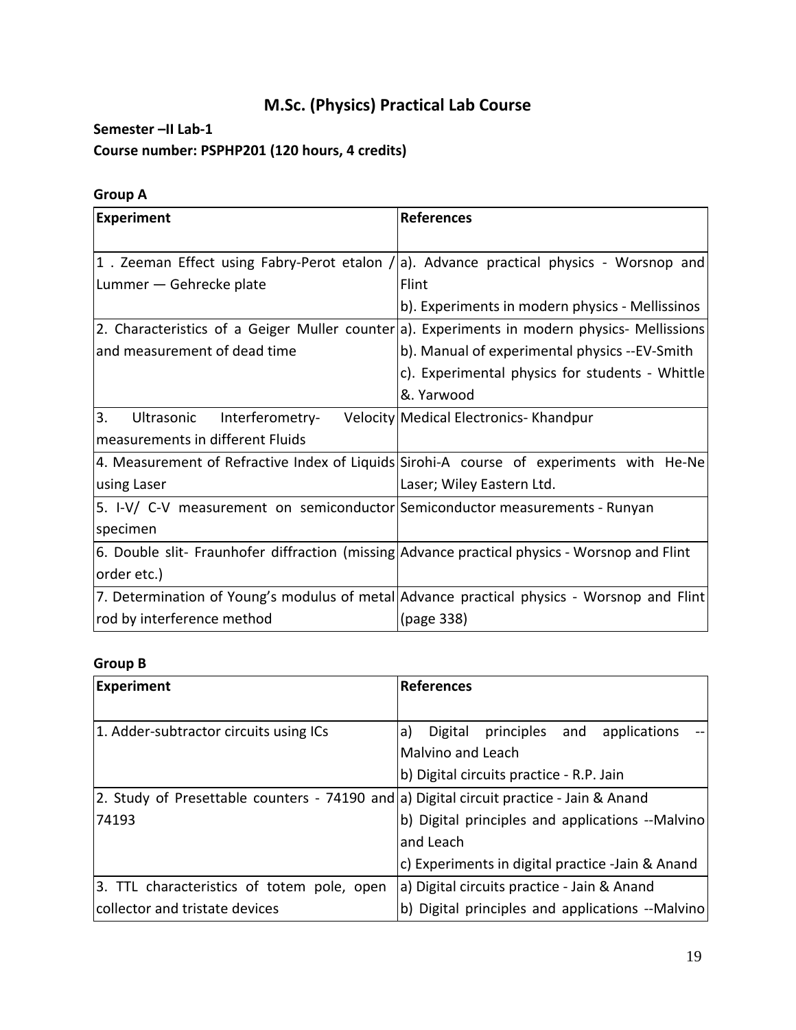## M.Sc. (Physics) Practical Lab Course

**Semester –II Lab-1**

**Course number: PSPHP201 (120 hours, 4 credits)**

**Group A**

| Experiment | References |
|---|---|
| 1 . Zeeman Effect using Fabry-Perot etalon / Lummer — Gehrecke plate | a). Advance practical physics - Worsnop and Flint<br>b). Experiments in modern physics - Mellissinos |
| 2. Characteristics of a Geiger Muller counter and measurement of dead time | a). Experiments in modern physics- Mellissions<br>b). Manual of experimental physics --EV-Smith<br>c). Experimental physics for students - Whittle &. Yarwood |
| 3. Ultrasonic Interferometry- Velocity measurements in different Fluids | Medical Electronics- Khandpur |
| 4. Measurement of Refractive Index of Liquids using Laser | Sirohi-A course of experiments with He-Ne Laser; Wiley Eastern Ltd. |
| 5. I-V/ C-V measurement on semiconductor specimen | Semiconductor measurements - Runyan |
| 6. Double slit- Fraunhofer diffraction (missing order etc.) | Advance practical physics - Worsnop and Flint |
| 7. Determination of Young's modulus of metal rod by interference method | Advance practical physics - Worsnop and Flint (page 338) |

**Group B**

| Experiment | References |
|---|---|
| 1. Adder-subtractor circuits using ICs | a) Digital principles and applications --Malvino and Leach<br>b) Digital circuits practice - R.P. Jain |
| 2. Study of Presettable counters - 74190 and 74193 | a) Digital circuit practice - Jain & Anand<br>b) Digital principles and applications --Malvino and Leach<br>c) Experiments in digital practice -Jain & Anand |
| 3. TTL characteristics of totem pole, open collector and tristate devices | a) Digital circuits practice - Jain & Anand<br>b) Digital principles and applications --Malvino |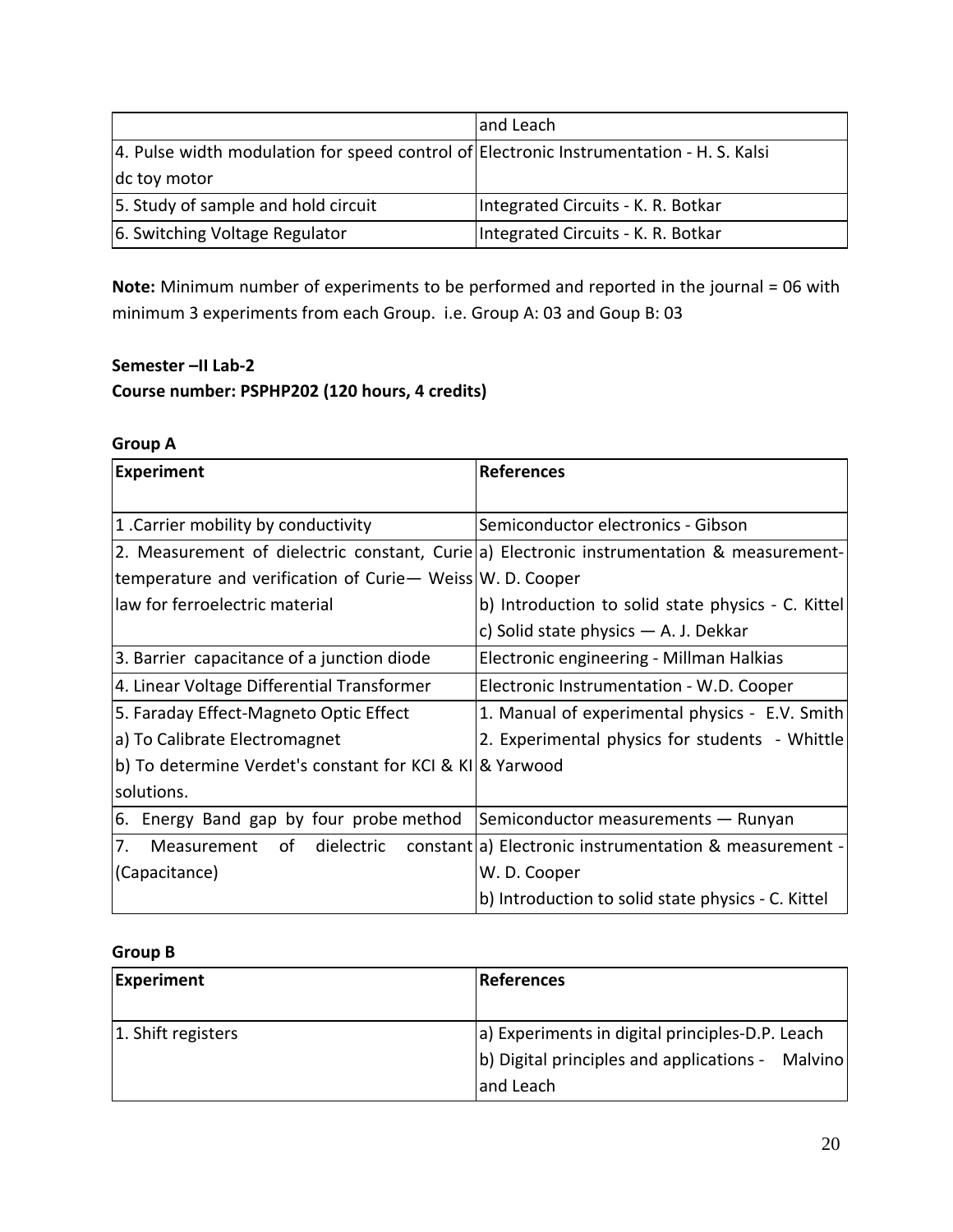|  |  |
| --- | --- |
|  | and Leach |
| 4. Pulse width modulation for speed control of dc toy motor | Electronic Instrumentation - H. S. Kalsi |
| 5. Study of sample and hold circuit | Integrated Circuits - K. R. Botkar |
| 6. Switching Voltage Regulator | Integrated Circuits - K. R. Botkar |

**Note:** Minimum number of experiments to be performed and reported in the journal = 06 with minimum 3 experiments from each Group. i.e. Group A: 03 and Goup B: 03

**Semester –II Lab-2**

**Course number: PSPHP202 (120 hours, 4 credits)**

**Group A**

| **Experiment** | **References** |
| --- | --- |
| 1 .Carrier mobility by conductivity | Semiconductor electronics - Gibson |
| 2. Measurement of dielectric constant, Curie temperature and verification of Curie— Weiss law for ferroelectric material | a) Electronic instrumentation & measurement- W. D. Cooper<br>b) Introduction to solid state physics - C. Kittel<br>c) Solid state physics — A. J. Dekkar |
| 3. Barrier capacitance of a junction diode | Electronic engineering - Millman Halkias |
| 4. Linear Voltage Differential Transformer | Electronic Instrumentation - W.D. Cooper |
| 5. Faraday Effect-Magneto Optic Effect<br>a) To Calibrate Electromagnet<br>b) To determine Verdet's constant for KCI & KI solutions. | 1. Manual of experimental physics - E.V. Smith<br>2. Experimental physics for students - Whittle & Yarwood |
| 6. Energy Band gap by four probe method | Semiconductor measurements — Runyan |
| 7. Measurement of dielectric constant (Capacitance) | a) Electronic instrumentation & measurement - W. D. Cooper<br>b) Introduction to solid state physics - C. Kittel |

**Group B**

| **Experiment** | **References** |
| --- | --- |
| 1. Shift registers | a) Experiments in digital principles-D.P. Leach<br>b) Digital principles and applications - Malvino and Leach |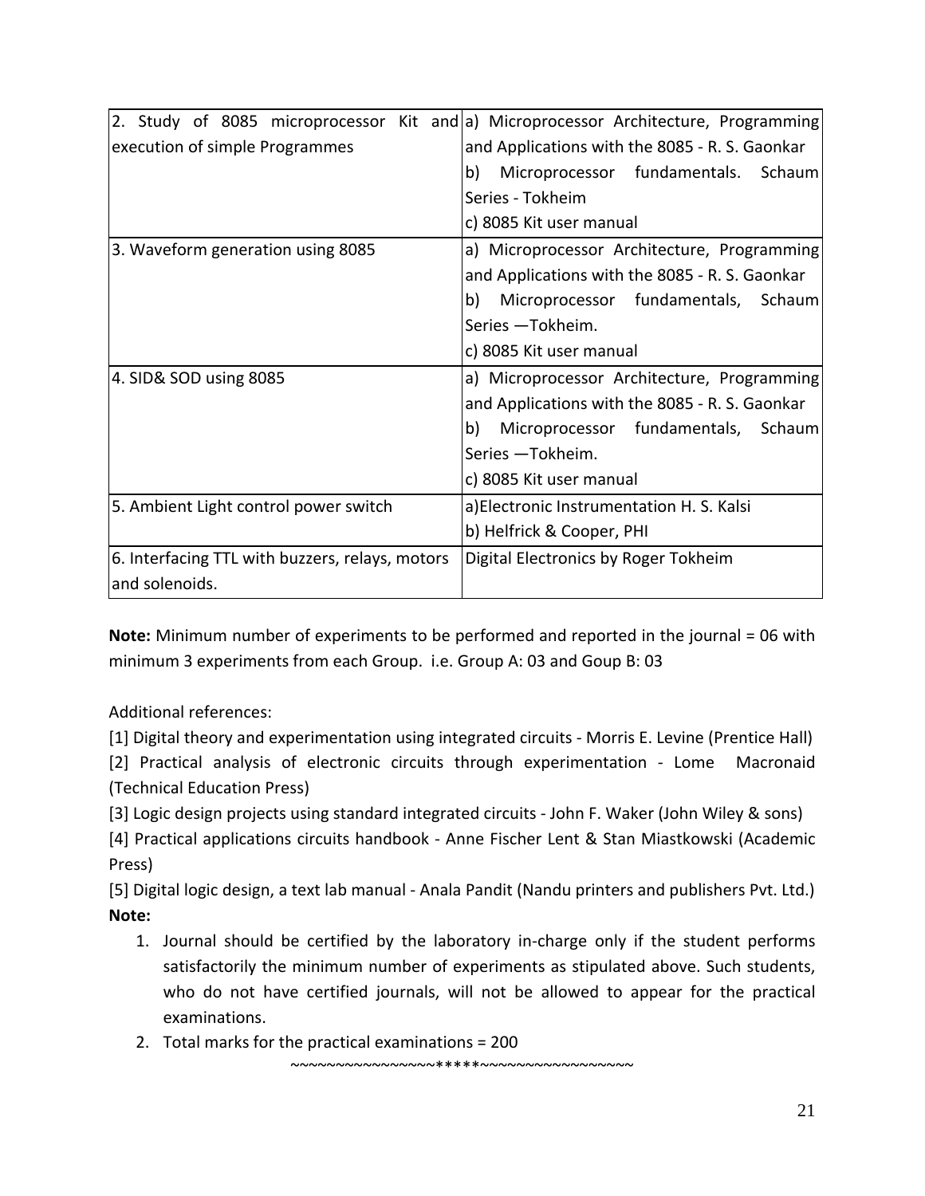| | |
|---|---|
| 2. Study of 8085 microprocessor Kit and execution of simple Programmes | a) Microprocessor Architecture, Programming and Applications with the 8085 - R. S. Gaonkar<br>b) Microprocessor fundamentals. Schaum Series - Tokheim<br>c) 8085 Kit user manual |
| 3. Waveform generation using 8085 | a) Microprocessor Architecture, Programming and Applications with the 8085 - R. S. Gaonkar<br>b) Microprocessor fundamentals, Schaum Series —Tokheim.<br>c) 8085 Kit user manual |
| 4. SID& SOD using 8085 | a) Microprocessor Architecture, Programming and Applications with the 8085 - R. S. Gaonkar<br>b) Microprocessor fundamentals, Schaum Series —Tokheim.<br>c) 8085 Kit user manual |
| 5. Ambient Light control power switch | a)Electronic Instrumentation H. S. Kalsi<br>b) Helfrick & Cooper, PHI |
| 6. Interfacing TTL with buzzers, relays, motors and solenoids. | Digital Electronics by Roger Tokheim |

**Note:** Minimum number of experiments to be performed and reported in the journal = 06 with minimum 3 experiments from each Group. i.e. Group A: 03 and Goup B: 03

Additional references:

[1] Digital theory and experimentation using integrated circuits - Morris E. Levine (Prentice Hall)

[2] Practical analysis of electronic circuits through experimentation - Lome Macronaid (Technical Education Press)

[3] Logic design projects using standard integrated circuits - John F. Waker (John Wiley & sons)

[4] Practical applications circuits handbook - Anne Fischer Lent & Stan Miastkowski (Academic Press)

[5] Digital logic design, a text lab manual - Anala Pandit (Nandu printers and publishers Pvt. Ltd.)

**Note:**

1. Journal should be certified by the laboratory in-charge only if the student performs satisfactorily the minimum number of experiments as stipulated above. Such students, who do not have certified journals, will not be allowed to appear for the practical examinations.
2. Total marks for the practical examinations = 200

~~~~~~~~~~~~~~~~~*****~~~~~~~~~~~~~~~~~~